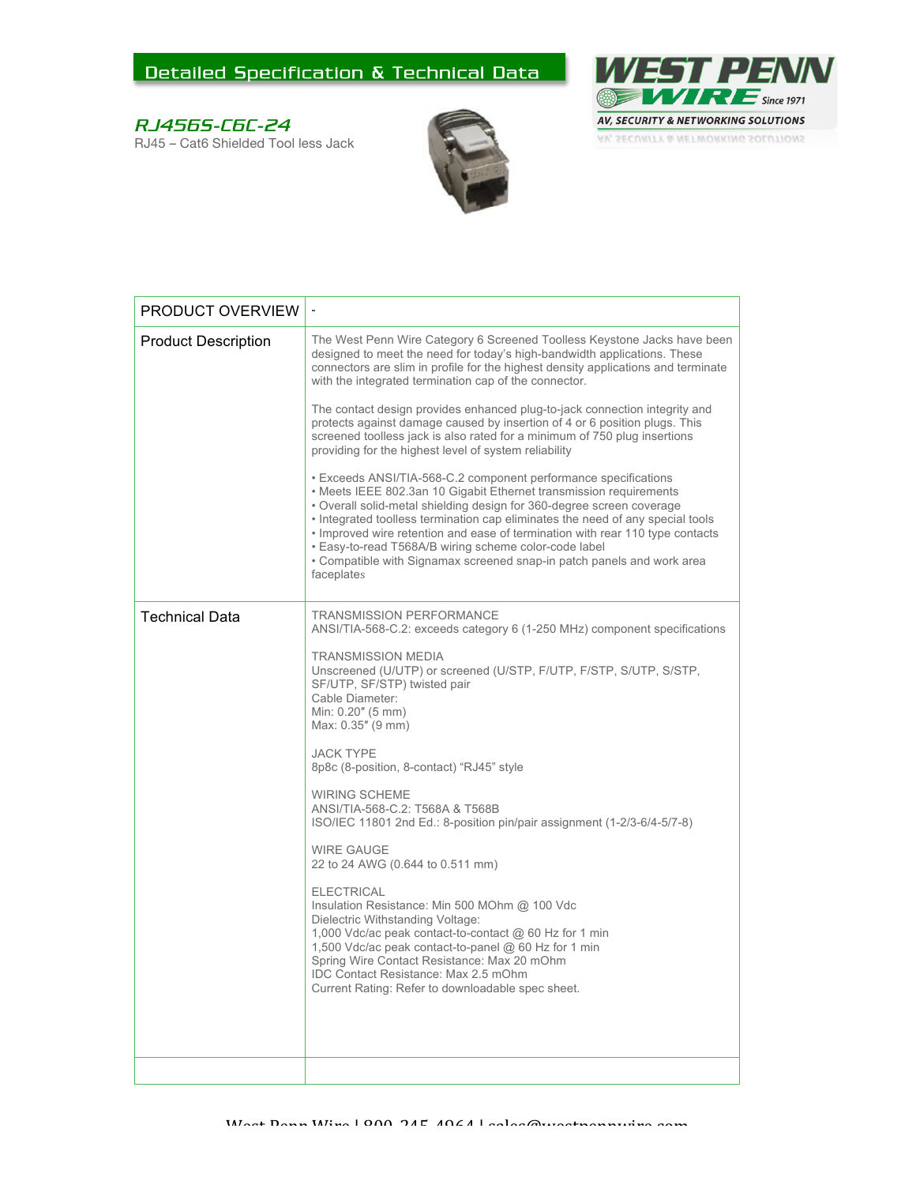# Detailed Specification & Technical Data

WEST PENN WIRE Since 1971
AV, SECURITY & NETWORKING SOLUTIONS

## RJ456S-C6C-24

RJ45 – Cat6 Shielded Tool less Jack

| PRODUCT OVERVIEW | - |
|---|---|
| Product Description | The West Penn Wire Category 6 Screened Toolless Keystone Jacks have been designed to meet the need for today's high-bandwidth applications. These connectors are slim in profile for the highest density applications and terminate with the integrated termination cap of the connector.<br><br>The contact design provides enhanced plug-to-jack connection integrity and protects against damage caused by insertion of 4 or 6 position plugs. This screened toolless jack is also rated for a minimum of 750 plug insertions providing for the highest level of system reliability<br><br>• Exceeds ANSI/TIA-568-C.2 component performance specifications<br>• Meets IEEE 802.3an 10 Gigabit Ethernet transmission requirements<br>• Overall solid-metal shielding design for 360-degree screen coverage<br>• Integrated toolless termination cap eliminates the need of any special tools<br>• Improved wire retention and ease of termination with rear 110 type contacts<br>• Easy-to-read T568A/B wiring scheme color-code label<br>• Compatible with Signamax screened snap-in patch panels and work area faceplates |
| Technical Data | TRANSMISSION PERFORMANCE<br>ANSI/TIA-568-C.2: exceeds category 6 (1-250 MHz) component specifications<br><br>TRANSMISSION MEDIA<br>Unscreened (U/UTP) or screened (U/STP, F/UTP, F/STP, S/UTP, S/STP, SF/UTP, SF/STP) twisted pair<br>Cable Diameter:<br>Min: 0.20″ (5 mm)<br>Max: 0.35″ (9 mm)<br><br>JACK TYPE<br>8p8c (8-position, 8-contact) "RJ45" style<br><br>WIRING SCHEME<br>ANSI/TIA-568-C.2: T568A & T568B<br>ISO/IEC 11801 2nd Ed.: 8-position pin/pair assignment (1-2/3-6/4-5/7-8)<br><br>WIRE GAUGE<br>22 to 24 AWG (0.644 to 0.511 mm)<br><br>ELECTRICAL<br>Insulation Resistance: Min 500 MOhm @ 100 Vdc<br>Dielectric Withstanding Voltage:<br>1,000 Vdc/ac peak contact-to-contact @ 60 Hz for 1 min<br>1,500 Vdc/ac peak contact-to-panel @ 60 Hz for 1 min<br>Spring Wire Contact Resistance: Max 20 mOhm<br>IDC Contact Resistance: Max 2.5 mOhm<br>Current Rating: Refer to downloadable spec sheet. |
| | |

West Penn Wire | 800-245-4964 | sales@westpennwire.com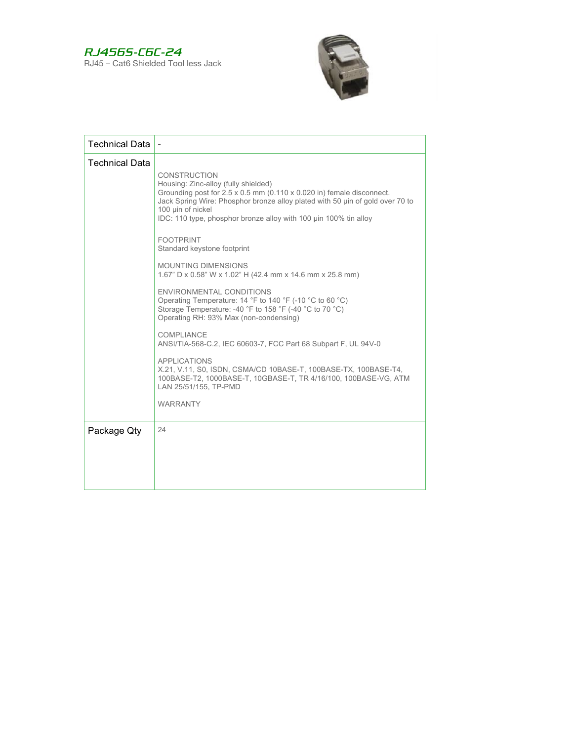## RJ456S-C6C-24

RJ45 – Cat6 Shielded Tool less Jack

| | |
|---|---|
| Technical Data | - |
| Technical Data | CONSTRUCTION<br>Housing: Zinc-alloy (fully shielded)<br>Grounding post for 2.5 x 0.5 mm (0.110 x 0.020 in) female disconnect.<br>Jack Spring Wire: Phosphor bronze alloy plated with 50 µin of gold over 70 to 100 µin of nickel<br>IDC: 110 type, phosphor bronze alloy with 100 µin 100% tin alloy<br><br>FOOTPRINT<br>Standard keystone footprint<br><br>MOUNTING DIMENSIONS<br>1.67" D x 0.58" W x 1.02" H (42.4 mm x 14.6 mm x 25.8 mm)<br><br>ENVIRONMENTAL CONDITIONS<br>Operating Temperature: 14 °F to 140 °F (-10 °C to 60 °C)<br>Storage Temperature: -40 °F to 158 °F (-40 °C to 70 °C)<br>Operating RH: 93% Max (non-condensing)<br><br>COMPLIANCE<br>ANSI/TIA-568-C.2, IEC 60603-7, FCC Part 68 Subpart F, UL 94V-0<br><br>APPLICATIONS<br>X.21, V.11, S0, ISDN, CSMA/CD 10BASE-T, 100BASE-TX, 100BASE-T4, 100BASE-T2, 1000BASE-T, 10GBASE-T, TR 4/16/100, 100BASE-VG, ATM LAN 25/51/155, TP-PMD<br><br>WARRANTY |
| Package Qty | 24 |
| | |